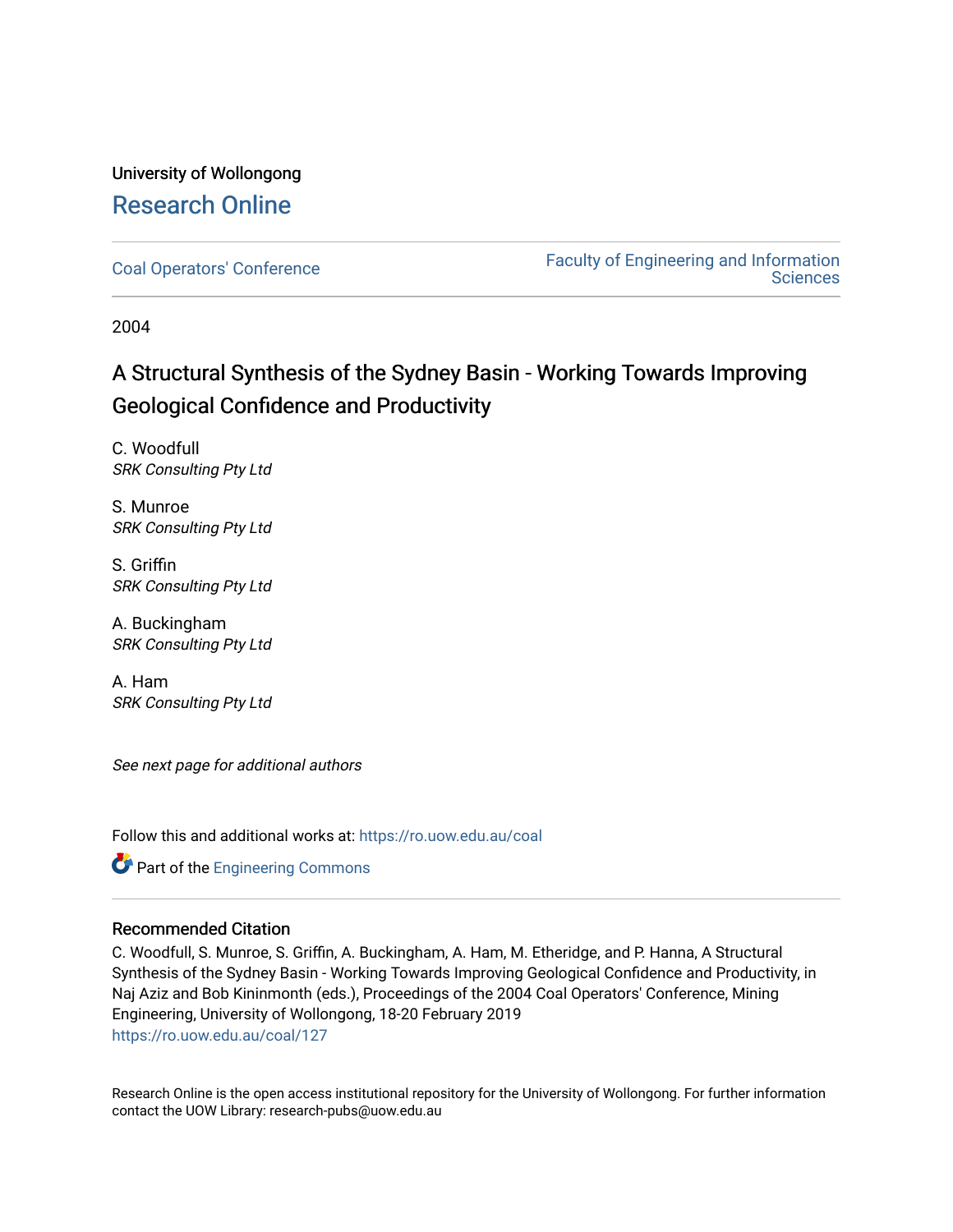University of Wollongong

# Research Online

Coal Operators' Conference

Faculty of Engineering and Information Sciences

2004

## A Structural Synthesis of the Sydney Basin - Working Towards Improving Geological Confidence and Productivity

C. Woodfull
*SRK Consulting Pty Ltd*

S. Munroe
*SRK Consulting Pty Ltd*

S. Griffin
*SRK Consulting Pty Ltd*

A. Buckingham
*SRK Consulting Pty Ltd*

A. Ham
*SRK Consulting Pty Ltd*

*See next page for additional authors*

Follow this and additional works at: https://ro.uow.edu.au/coal

Part of the Engineering Commons

### Recommended Citation

C. Woodfull, S. Munroe, S. Griffin, A. Buckingham, A. Ham, M. Etheridge, and P. Hanna, A Structural Synthesis of the Sydney Basin - Working Towards Improving Geological Confidence and Productivity, in Naj Aziz and Bob Kininmonth (eds.), Proceedings of the 2004 Coal Operators' Conference, Mining Engineering, University of Wollongong, 18-20 February 2019
https://ro.uow.edu.au/coal/127

Research Online is the open access institutional repository for the University of Wollongong. For further information contact the UOW Library: research-pubs@uow.edu.au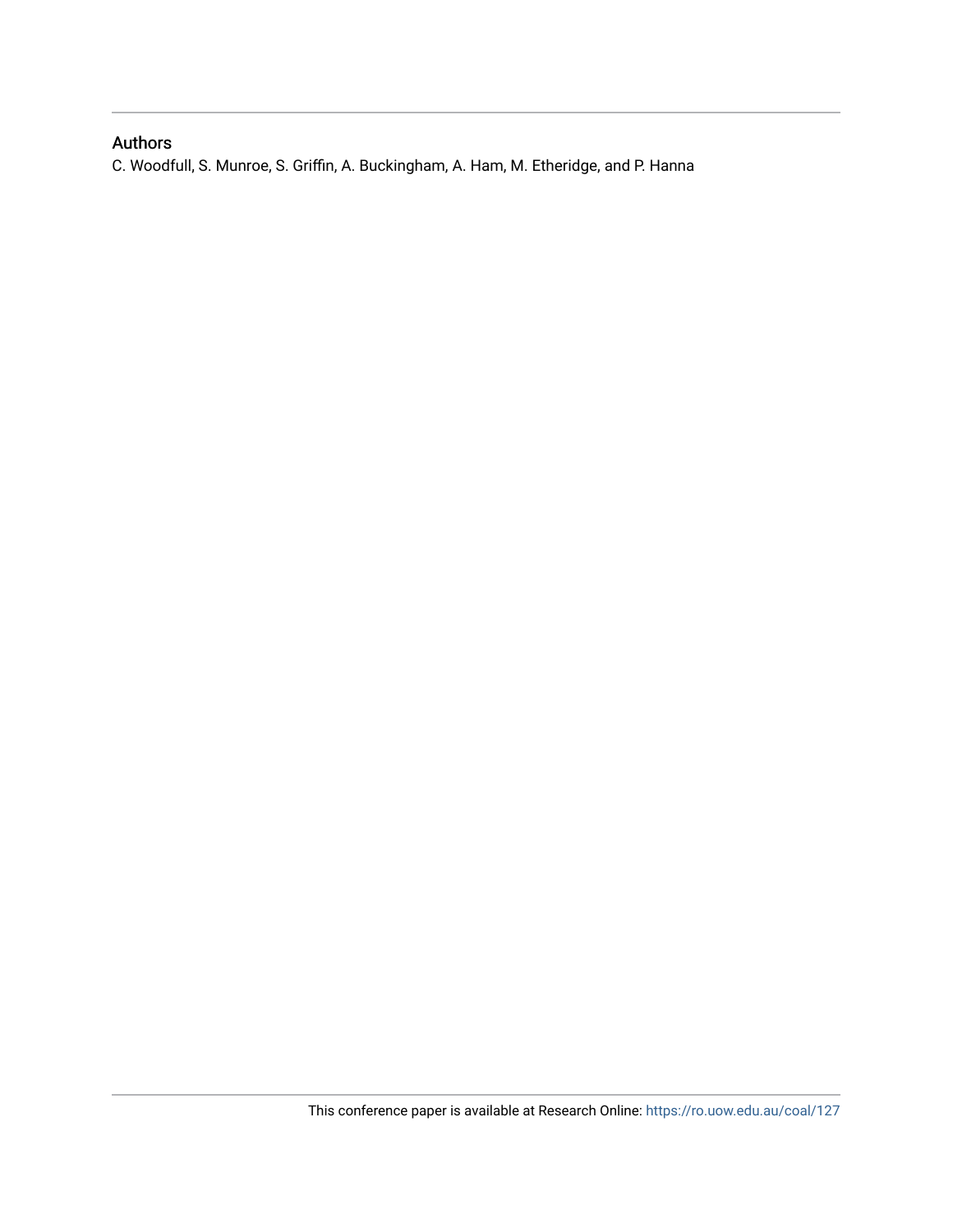## Authors

C. Woodfull, S. Munroe, S. Griffin, A. Buckingham, A. Ham, M. Etheridge, and P. Hanna

This conference paper is available at Research Online: https://ro.uow.edu.au/coal/127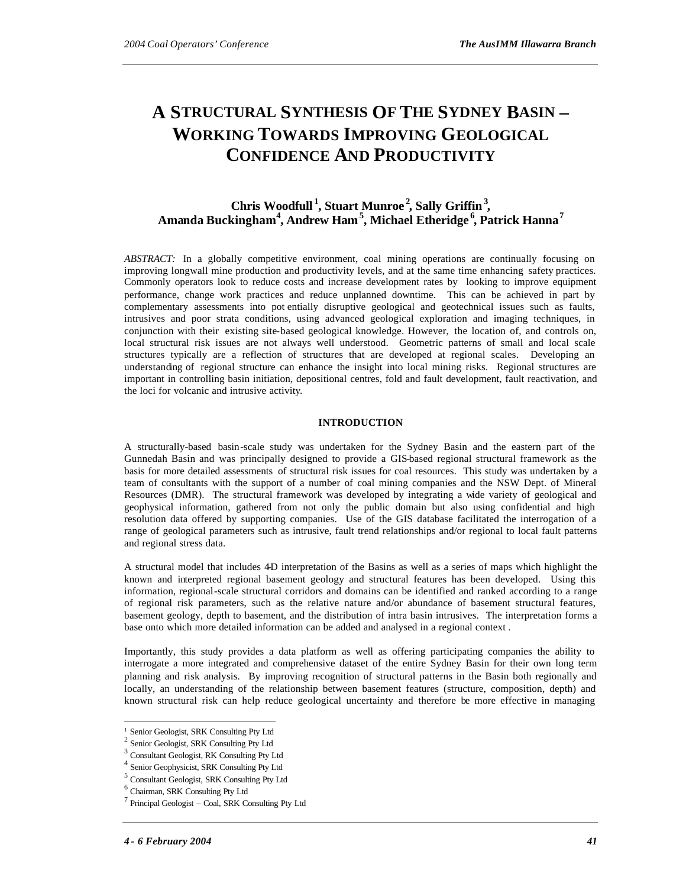# A STRUCTURAL SYNTHESIS OF THE SYDNEY BASIN – WORKING TOWARDS IMPROVING GEOLOGICAL CONFIDENCE AND PRODUCTIVITY

**Chris Woodfull[1], Stuart Munroe[2], Sally Griffin[3], Amanda Buckingham[4], Andrew Ham[5], Michael Etheridge[6], Patrick Hanna[7]**

*ABSTRACT:* In a globally competitive environment, coal mining operations are continually focusing on improving longwall mine production and productivity levels, and at the same time enhancing safety practices. Commonly operators look to reduce costs and increase development rates by looking to improve equipment performance, change work practices and reduce unplanned downtime. This can be achieved in part by complementary assessments into potentially disruptive geological and geotechnical issues such as faults, intrusives and poor strata conditions, using advanced geological exploration and imaging techniques, in conjunction with their existing site-based geological knowledge. However, the location of, and controls on, local structural risk issues are not always well understood. Geometric patterns of small and local scale structures typically are a reflection of structures that are developed at regional scales. Developing an understanding of regional structure can enhance the insight into local mining risks. Regional structures are important in controlling basin initiation, depositional centres, fold and fault development, fault reactivation, and the loci for volcanic and intrusive activity.

## INTRODUCTION

A structurally-based basin-scale study was undertaken for the Sydney Basin and the eastern part of the Gunnedah Basin and was principally designed to provide a GIS-based regional structural framework as the basis for more detailed assessments of structural risk issues for coal resources. This study was undertaken by a team of consultants with the support of a number of coal mining companies and the NSW Dept. of Mineral Resources (DMR). The structural framework was developed by integrating a wide variety of geological and geophysical information, gathered from not only the public domain but also using confidential and high resolution data offered by supporting companies. Use of the GIS database facilitated the interrogation of a range of geological parameters such as intrusive, fault trend relationships and/or regional to local fault patterns and regional stress data.

A structural model that includes 4-D interpretation of the Basins as well as a series of maps which highlight the known and interpreted regional basement geology and structural features has been developed. Using this information, regional-scale structural corridors and domains can be identified and ranked according to a range of regional risk parameters, such as the relative nature and/or abundance of basement structural features, basement geology, depth to basement, and the distribution of intra basin intrusives. The interpretation forms a base onto which more detailed information can be added and analysed in a regional context.

Importantly, this study provides a data platform as well as offering participating companies the ability to interrogate a more integrated and comprehensive dataset of the entire Sydney Basin for their own long term planning and risk analysis. By improving recognition of structural patterns in the Basin both regionally and locally, an understanding of the relationship between basement features (structure, composition, depth) and known structural risk can help reduce geological uncertainty and therefore be more effective in managing

---

[1] Senior Geologist, SRK Consulting Pty Ltd
[2] Senior Geologist, SRK Consulting Pty Ltd
[3] Consultant Geologist, RK Consulting Pty Ltd
[4] Senior Geophysicist, SRK Consulting Pty Ltd
[5] Consultant Geologist, SRK Consulting Pty Ltd
[6] Chairman, SRK Consulting Pty Ltd
[7] Principal Geologist – Coal, SRK Consulting Pty Ltd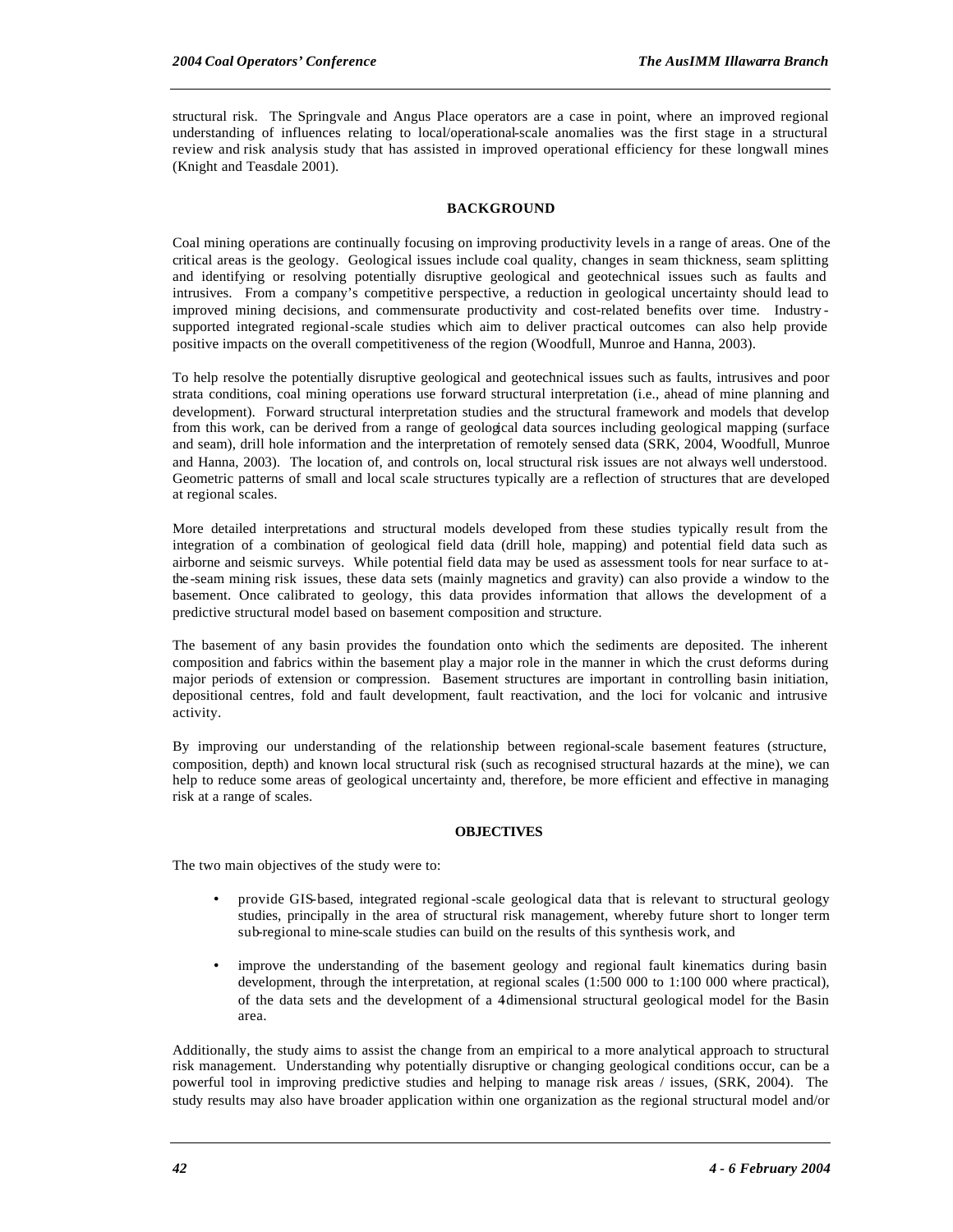structural risk. The Springvale and Angus Place operators are a case in point, where an improved regional understanding of influences relating to local/operational-scale anomalies was the first stage in a structural review and risk analysis study that has assisted in improved operational efficiency for these longwall mines (Knight and Teasdale 2001).

## BACKGROUND

Coal mining operations are continually focusing on improving productivity levels in a range of areas. One of the critical areas is the geology. Geological issues include coal quality, changes in seam thickness, seam splitting and identifying or resolving potentially disruptive geological and geotechnical issues such as faults and intrusives. From a company's competitive perspective, a reduction in geological uncertainty should lead to improved mining decisions, and commensurate productivity and cost-related benefits over time. Industry-supported integrated regional-scale studies which aim to deliver practical outcomes can also help provide positive impacts on the overall competitiveness of the region (Woodfull, Munroe and Hanna, 2003).

To help resolve the potentially disruptive geological and geotechnical issues such as faults, intrusives and poor strata conditions, coal mining operations use forward structural interpretation (i.e., ahead of mine planning and development). Forward structural interpretation studies and the structural framework and models that develop from this work, can be derived from a range of geological data sources including geological mapping (surface and seam), drill hole information and the interpretation of remotely sensed data (SRK, 2004, Woodfull, Munroe and Hanna, 2003). The location of, and controls on, local structural risk issues are not always well understood. Geometric patterns of small and local scale structures typically are a reflection of structures that are developed at regional scales.

More detailed interpretations and structural models developed from these studies typically result from the integration of a combination of geological field data (drill hole, mapping) and potential field data such as airborne and seismic surveys. While potential field data may be used as assessment tools for near surface to at-the-seam mining risk issues, these data sets (mainly magnetics and gravity) can also provide a window to the basement. Once calibrated to geology, this data provides information that allows the development of a predictive structural model based on basement composition and structure.

The basement of any basin provides the foundation onto which the sediments are deposited. The inherent composition and fabrics within the basement play a major role in the manner in which the crust deforms during major periods of extension or compression. Basement structures are important in controlling basin initiation, depositional centres, fold and fault development, fault reactivation, and the loci for volcanic and intrusive activity.

By improving our understanding of the relationship between regional-scale basement features (structure, composition, depth) and known local structural risk (such as recognised structural hazards at the mine), we can help to reduce some areas of geological uncertainty and, therefore, be more efficient and effective in managing risk at a range of scales.

## OBJECTIVES

The two main objectives of the study were to:

- provide GIS-based, integrated regional-scale geological data that is relevant to structural geology studies, principally in the area of structural risk management, whereby future short to longer term sub-regional to mine-scale studies can build on the results of this synthesis work, and

- improve the understanding of the basement geology and regional fault kinematics during basin development, through the interpretation, at regional scales (1:500 000 to 1:100 000 where practical), of the data sets and the development of a 4-dimensional structural geological model for the Basin area.

Additionally, the study aims to assist the change from an empirical to a more analytical approach to structural risk management. Understanding why potentially disruptive or changing geological conditions occur, can be a powerful tool in improving predictive studies and helping to manage risk areas / issues, (SRK, 2004). The study results may also have broader application within one organization as the regional structural model and/or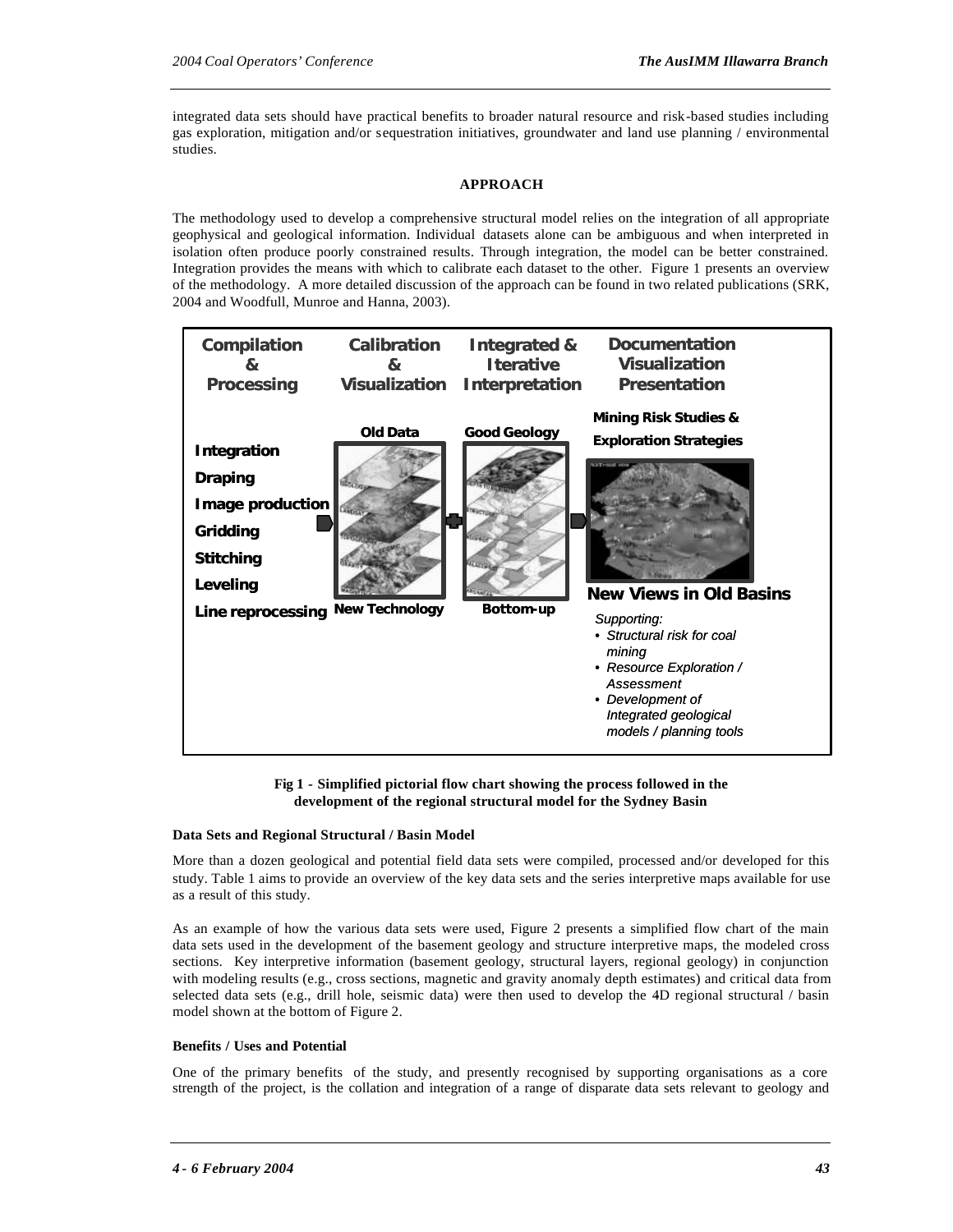integrated data sets should have practical benefits to broader natural resource and risk-based studies including gas exploration, mitigation and/or sequestration initiatives, groundwater and land use planning / environmental studies.

## APPROACH

The methodology used to develop a comprehensive structural model relies on the integration of all appropriate geophysical and geological information. Individual datasets alone can be ambiguous and when interpreted in isolation often produce poorly constrained results. Through integration, the model can be better constrained. Integration provides the means with which to calibrate each dataset to the other. Figure 1 presents an overview of the methodology. A more detailed discussion of the approach can be found in two related publications (SRK, 2004 and Woodfull, Munroe and Hanna, 2003).

**Fig 1 - Simplified pictorial flow chart showing the process followed in the development of the regional structural model for the Sydney Basin**

### Data Sets and Regional Structural / Basin Model

More than a dozen geological and potential field data sets were compiled, processed and/or developed for this study. Table 1 aims to provide an overview of the key data sets and the series interpretive maps available for use as a result of this study.

As an example of how the various data sets were used, Figure 2 presents a simplified flow chart of the main data sets used in the development of the basement geology and structure interpretive maps, the modeled cross sections. Key interpretive information (basement geology, structural layers, regional geology) in conjunction with modeling results (e.g., cross sections, magnetic and gravity anomaly depth estimates) and critical data from selected data sets (e.g., drill hole, seismic data) were then used to develop the 4D regional structural / basin model shown at the bottom of Figure 2.

### Benefits / Uses and Potential

One of the primary benefits of the study, and presently recognised by supporting organisations as a core strength of the project, is the collation and integration of a range of disparate data sets relevant to geology and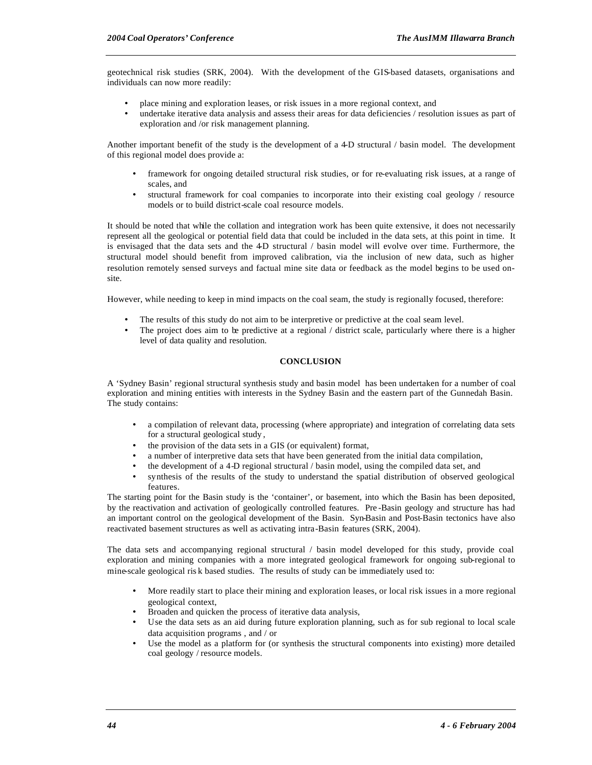geotechnical risk studies (SRK, 2004). With the development of the GIS-based datasets, organisations and individuals can now more readily:

- place mining and exploration leases, or risk issues in a more regional context, and
- undertake iterative data analysis and assess their areas for data deficiencies / resolution issues as part of exploration and /or risk management planning.

Another important benefit of the study is the development of a 4-D structural / basin model. The development of this regional model does provide a:

- framework for ongoing detailed structural risk studies, or for re-evaluating risk issues, at a range of scales, and
- structural framework for coal companies to incorporate into their existing coal geology / resource models or to build district-scale coal resource models.

It should be noted that while the collation and integration work has been quite extensive, it does not necessarily represent all the geological or potential field data that could be included in the data sets, at this point in time. It is envisaged that the data sets and the 4-D structural / basin model will evolve over time. Furthermore, the structural model should benefit from improved calibration, via the inclusion of new data, such as higher resolution remotely sensed surveys and factual mine site data or feedback as the model begins to be used on-site.

However, while needing to keep in mind impacts on the coal seam, the study is regionally focused, therefore:

- The results of this study do not aim to be interpretive or predictive at the coal seam level.
- The project does aim to be predictive at a regional / district scale, particularly where there is a higher level of data quality and resolution.

## CONCLUSION

A 'Sydney Basin' regional structural synthesis study and basin model has been undertaken for a number of coal exploration and mining entities with interests in the Sydney Basin and the eastern part of the Gunnedah Basin. The study contains:

- a compilation of relevant data, processing (where appropriate) and integration of correlating data sets for a structural geological study,
- the provision of the data sets in a GIS (or equivalent) format,
- a number of interpretive data sets that have been generated from the initial data compilation,
- the development of a 4-D regional structural / basin model, using the compiled data set, and
- synthesis of the results of the study to understand the spatial distribution of observed geological features.

The starting point for the Basin study is the 'container', or basement, into which the Basin has been deposited, by the reactivation and activation of geologically controlled features. Pre-Basin geology and structure has had an important control on the geological development of the Basin. Syn-Basin and Post-Basin tectonics have also reactivated basement structures as well as activating intra-Basin features (SRK, 2004).

The data sets and accompanying regional structural / basin model developed for this study, provide coal exploration and mining companies with a more integrated geological framework for ongoing sub-regional to mine-scale geological risk based studies. The results of study can be immediately used to:

- More readily start to place their mining and exploration leases, or local risk issues in a more regional geological context,
- Broaden and quicken the process of iterative data analysis,
- Use the data sets as an aid during future exploration planning, such as for sub regional to local scale data acquisition programs , and / or
- Use the model as a platform for (or synthesis the structural components into existing) more detailed coal geology / resource models.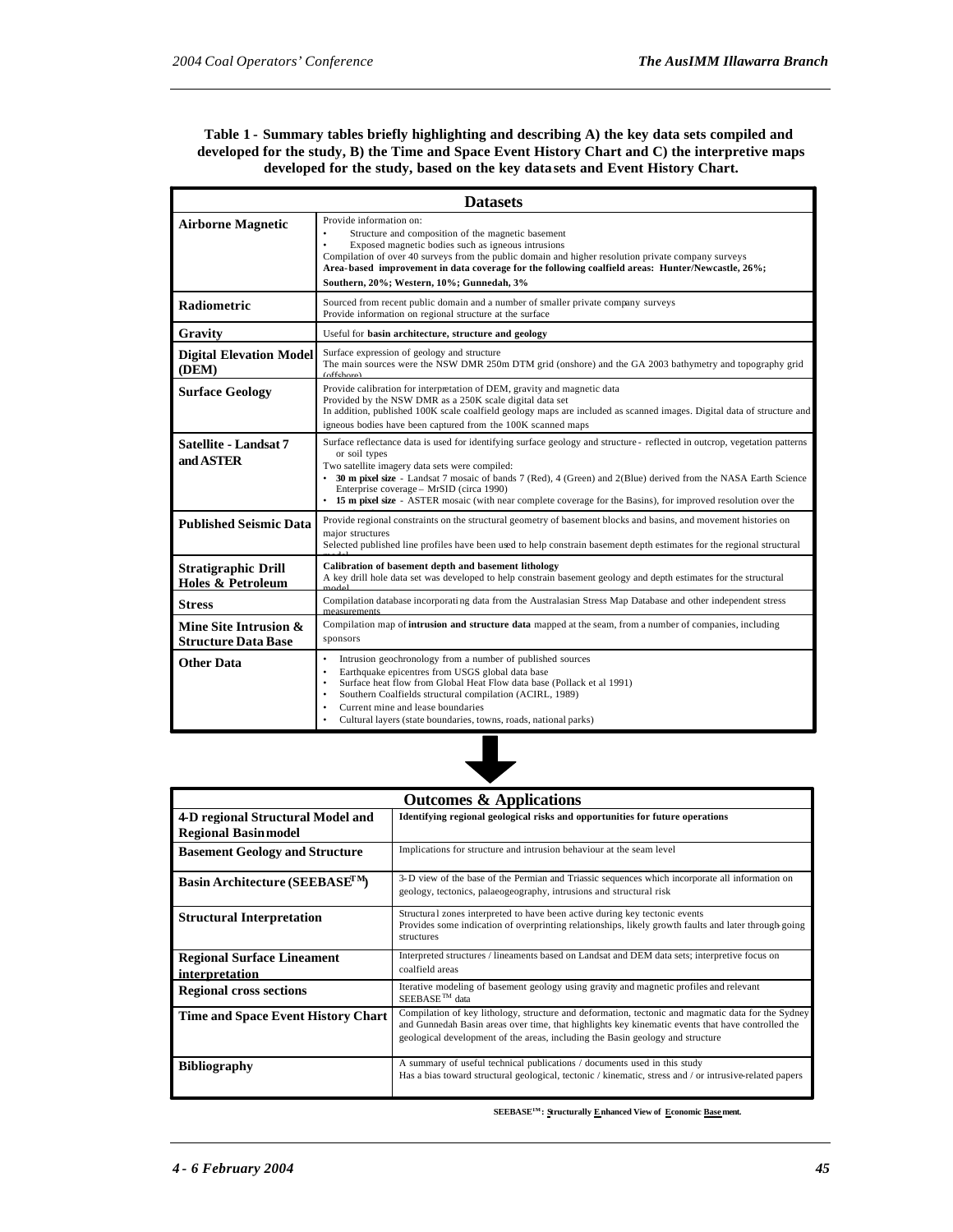**Table 1 - Summary tables briefly highlighting and describing A) the key data sets compiled and developed for the study, B) the Time and Space Event History Chart and C) the interpretive maps developed for the study, based on the key datasets and Event History Chart.**

| Datasets | |
|---|---|
| **Airborne Magnetic** | Provide information on:<br>• Structure and composition of the magnetic basement<br>• Exposed magnetic bodies such as igneous intrusions<br>Compilation of over 40 surveys from the public domain and higher resolution private company surveys<br>**Area-based improvement in data coverage for the following coalfield areas: Hunter/Newcastle, 26%; Southern, 20%; Western, 10%; Gunnedah, 3%** |
| **Radiometric** | Sourced from recent public domain and a number of smaller private company surveys<br>Provide information on regional structure at the surface |
| **Gravity** | Useful for **basin architecture, structure and geology** |
| **Digital Elevation Model (DEM)** | Surface expression of geology and structure<br>The main sources were the NSW DMR 250m DTM grid (onshore) and the GA 2003 bathymetry and topography grid (offshore) |
| **Surface Geology** | Provide calibration for interpretation of DEM, gravity and magnetic data<br>Provided by the NSW DMR as a 250K scale digital data set<br>In addition, published 100K scale coalfield geology maps are included as scanned images. Digital data of structure and igneous bodies have been captured from the 100K scanned maps |
| **Satellite - Landsat 7 and ASTER** | Surface reflectance data is used for identifying surface geology and structure - reflected in outcrop, vegetation patterns or soil types<br>Two satellite imagery data sets were compiled:<br>• **30 m pixel size** - Landsat 7 mosaic of bands 7 (Red), 4 (Green) and 2(Blue) derived from the NASA Earth Science Enterprise coverage – MrSID (circa 1990)<br>• **15 m pixel size** - ASTER mosaic (with near complete coverage for the Basins), for improved resolution over the |
| **Published Seismic Data** | Provide regional constraints on the structural geometry of basement blocks and basins, and movement histories on major structures<br>Selected published line profiles have been used to help constrain basement depth estimates for the regional structural model |
| **Stratigraphic Drill Holes & Petroleum** | **Calibration of basement depth and basement lithology**<br>A key drill hole data set was developed to help constrain basement geology and depth estimates for the structural model |
| **Stress** | Compilation database incorporating data from the Australasian Stress Map Database and other independent stress measurements |
| **Mine Site Intrusion & Structure Data Base** | Compilation map of **intrusion and structure data** mapped at the seam, from a number of companies, including sponsors |
| **Other Data** | • Intrusion geochronology from a number of published sources<br>• Earthquake epicentres from USGS global data base<br>• Surface heat flow from Global Heat Flow data base (Pollack et al 1991)<br>• Southern Coalfields structural compilation (ACIRL, 1989)<br>• Current mine and lease boundaries<br>• Cultural layers (state boundaries, towns, roads, national parks) |

| Outcomes & Applications | |
|---|---|
| **4-D regional Structural Model and Regional Basin model** | **Identifying regional geological risks and opportunities for future operations** |
| **Basement Geology and Structure** | Implications for structure and intrusion behaviour at the seam level |
| **Basin Architecture (SEEBASE™)** | 3-D view of the base of the Permian and Triassic sequences which incorporate all information on geology, tectonics, palaeogeography, intrusions and structural risk |
| **Structural Interpretation** | Structural zones interpreted to have been active during key tectonic events<br>Provides some indication of overprinting relationships, likely growth faults and later through-going structures |
| **Regional Surface Lineament interpretation** | Interpreted structures / lineaments based on Landsat and DEM data sets; interpretive focus on coalfield areas |
| **Regional cross sections** | Iterative modeling of basement geology using gravity and magnetic profiles and relevant SEEBASE™ data |
| **Time and Space Event History Chart** | Compilation of key lithology, structure and deformation, tectonic and magmatic data for the Sydney and Gunnedah Basin areas over time, that highlights key kinematic events that have controlled the geological development of the areas, including the Basin geology and structure |
| **Bibliography** | A summary of useful technical publications / documents used in this study<br>Has a bias toward structural geological, tectonic / kinematic, stress and / or intrusive-related papers |

**SEEBASE™: Structurally Enhanced View of Economic Basement.**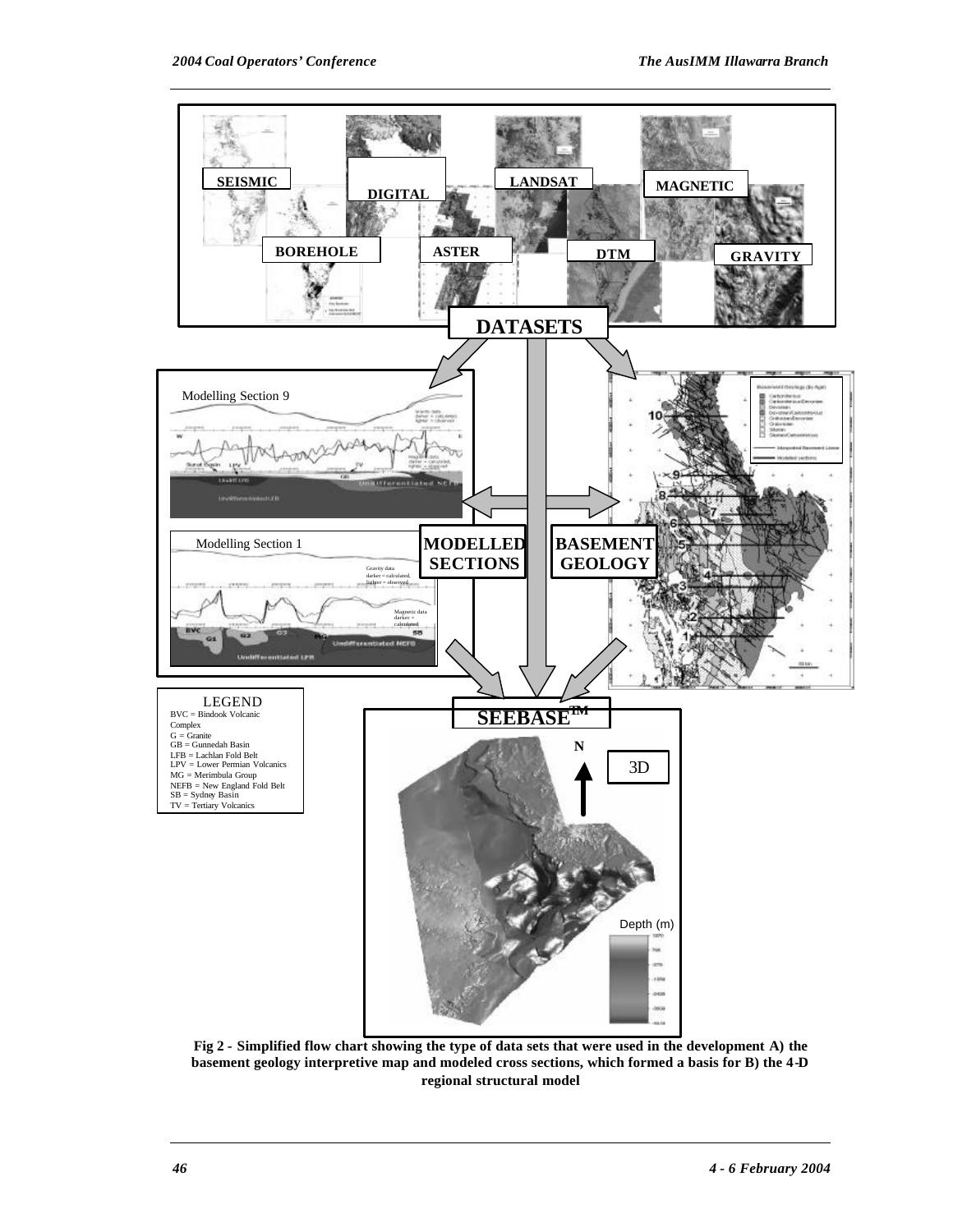**Fig 2 - Simplified flow chart showing the type of data sets that were used in the development A) the basement geology interpretive map and modeled cross sections, which formed a basis for B) the 4-D regional structural model**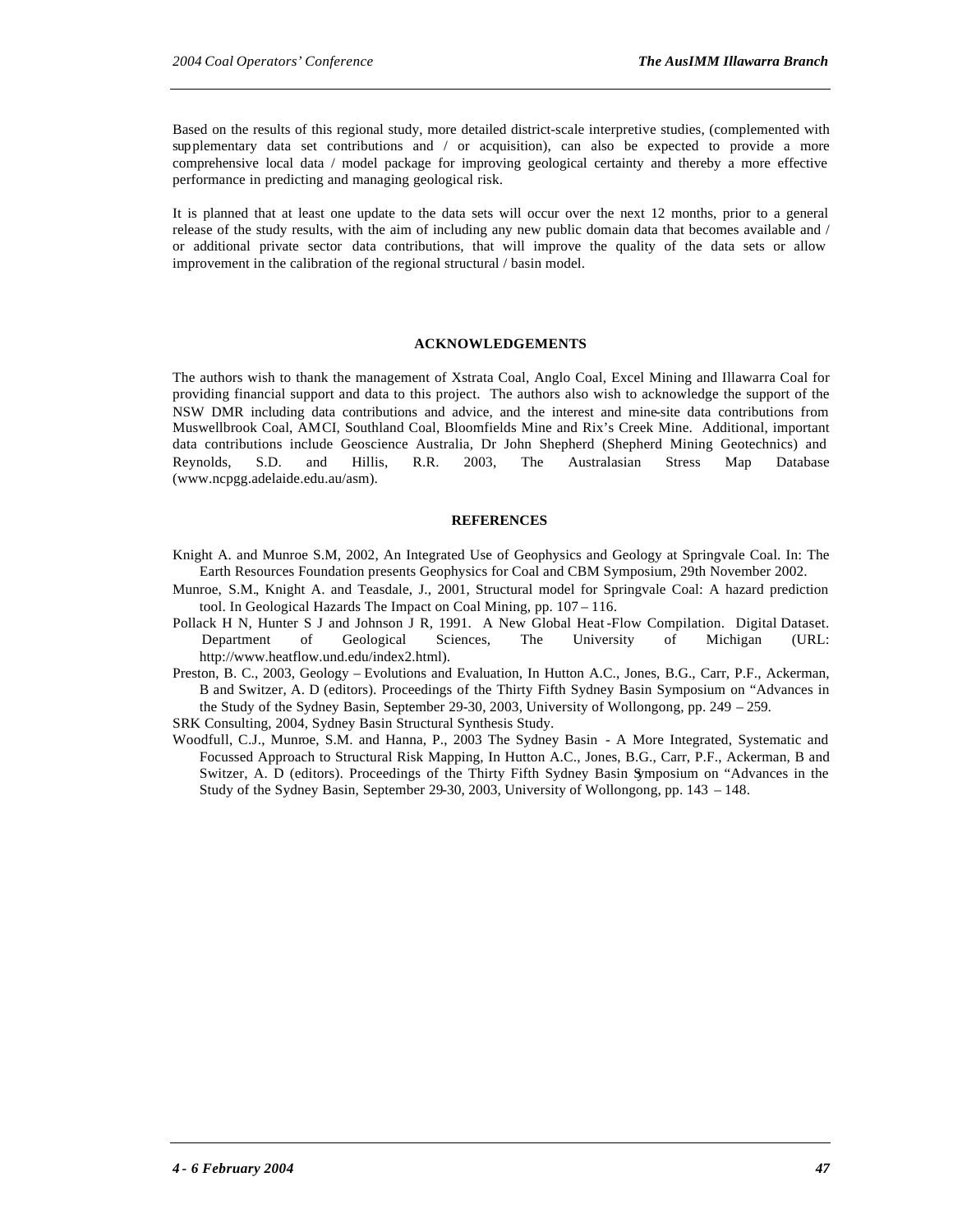Based on the results of this regional study, more detailed district-scale interpretive studies, (complemented with supplementary data set contributions and / or acquisition), can also be expected to provide a more comprehensive local data / model package for improving geological certainty and thereby a more effective performance in predicting and managing geological risk.

It is planned that at least one update to the data sets will occur over the next 12 months, prior to a general release of the study results, with the aim of including any new public domain data that becomes available and / or additional private sector data contributions, that will improve the quality of the data sets or allow improvement in the calibration of the regional structural / basin model.

## ACKNOWLEDGEMENTS

The authors wish to thank the management of Xstrata Coal, Anglo Coal, Excel Mining and Illawarra Coal for providing financial support and data to this project. The authors also wish to acknowledge the support of the NSW DMR including data contributions and advice, and the interest and mine-site data contributions from Muswellbrook Coal, AMCI, Southland Coal, Bloomfields Mine and Rix's Creek Mine. Additional, important data contributions include Geoscience Australia, Dr John Shepherd (Shepherd Mining Geotechnics) and Reynolds, S.D. and Hillis, R.R. 2003, The Australasian Stress Map Database (www.ncpgg.adelaide.edu.au/asm).

## REFERENCES

Knight A. and Munroe S.M, 2002, An Integrated Use of Geophysics and Geology at Springvale Coal. In: The Earth Resources Foundation presents Geophysics for Coal and CBM Symposium, 29th November 2002.

Munroe, S.M., Knight A. and Teasdale, J., 2001, Structural model for Springvale Coal: A hazard prediction tool. In Geological Hazards The Impact on Coal Mining, pp. 107 – 116.

Pollack H N, Hunter S J and Johnson J R, 1991. A New Global Heat-Flow Compilation. Digital Dataset. Department of Geological Sciences, The University of Michigan (URL: http://www.heatflow.und.edu/index2.html).

Preston, B. C., 2003, Geology – Evolutions and Evaluation, In Hutton A.C., Jones, B.G., Carr, P.F., Ackerman, B and Switzer, A. D (editors). Proceedings of the Thirty Fifth Sydney Basin Symposium on "Advances in the Study of the Sydney Basin, September 29-30, 2003, University of Wollongong, pp. 249 – 259.

SRK Consulting, 2004, Sydney Basin Structural Synthesis Study.

Woodfull, C.J., Munroe, S.M. and Hanna, P., 2003 The Sydney Basin - A More Integrated, Systematic and Focussed Approach to Structural Risk Mapping, In Hutton A.C., Jones, B.G., Carr, P.F., Ackerman, B and Switzer, A. D (editors). Proceedings of the Thirty Fifth Sydney Basin Symposium on "Advances in the Study of the Sydney Basin, September 29-30, 2003, University of Wollongong, pp. 143 – 148.